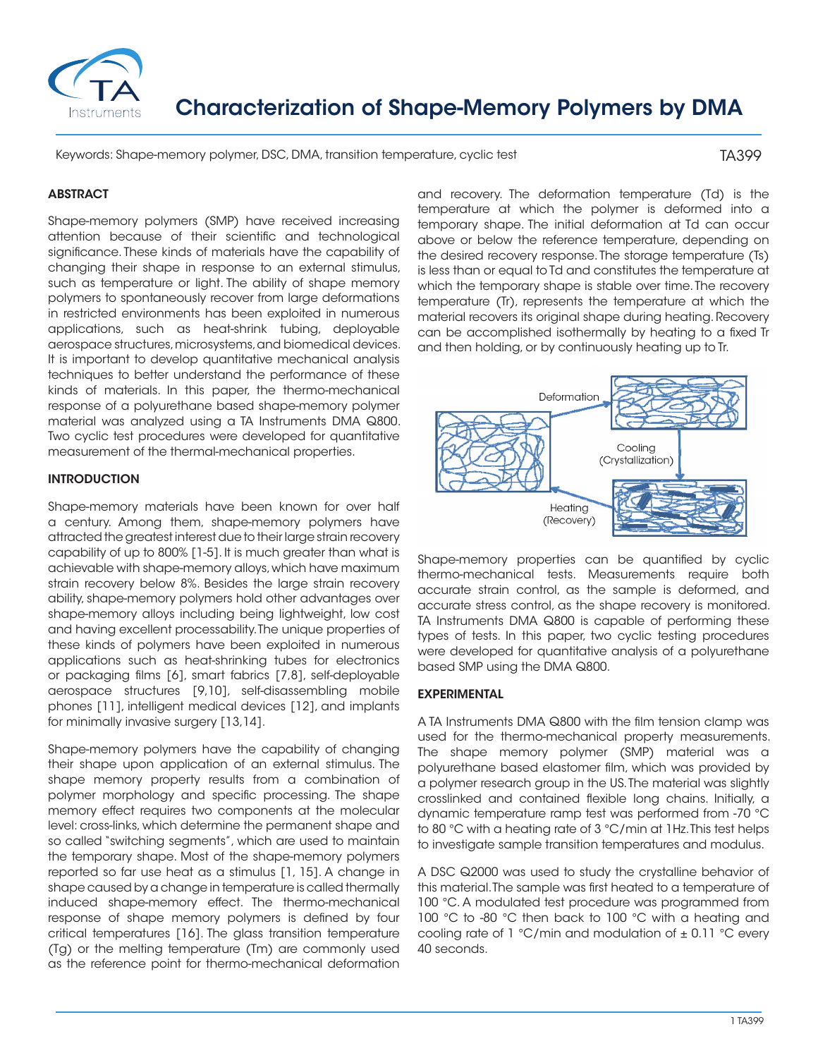# Characterization of Shape-Memory Polymers by DMA

Keywords: Shape-memory polymer, DSC, DMA, transition temperature, cyclic test

TA399

## ABSTRACT

Shape-memory polymers (SMP) have received increasing attention because of their scientific and technological significance. These kinds of materials have the capability of changing their shape in response to an external stimulus, such as temperature or light. The ability of shape memory polymers to spontaneously recover from large deformations in restricted environments has been exploited in numerous applications, such as heat-shrink tubing, deployable aerospace structures, microsystems, and biomedical devices. It is important to develop quantitative mechanical analysis techniques to better understand the performance of these kinds of materials. In this paper, the thermo-mechanical response of a polyurethane based shape-memory polymer material was analyzed using a TA Instruments DMA Q800. Two cyclic test procedures were developed for quantitative measurement of the thermal-mechanical properties.

## INTRODUCTION

Shape-memory materials have been known for over half a century. Among them, shape-memory polymers have attracted the greatest interest due to their large strain recovery capability of up to 800% [1-5]. It is much greater than what is achievable with shape-memory alloys, which have maximum strain recovery below 8%. Besides the large strain recovery ability, shape-memory polymers hold other advantages over shape-memory alloys including being lightweight, low cost and having excellent processability. The unique properties of these kinds of polymers have been exploited in numerous applications such as heat-shrinking tubes for electronics or packaging films [6], smart fabrics [7,8], self-deployable aerospace structures [9,10], self-disassembling mobile phones [11], intelligent medical devices [12], and implants for minimally invasive surgery [13,14].

Shape-memory polymers have the capability of changing their shape upon application of an external stimulus. The shape memory property results from a combination of polymer morphology and specific processing. The shape memory effect requires two components at the molecular level: cross-links, which determine the permanent shape and so called "switching segments", which are used to maintain the temporary shape. Most of the shape-memory polymers reported so far use heat as a stimulus [1, 15]. A change in shape caused by a change in temperature is called thermally induced shape-memory effect. The thermo-mechanical response of shape memory polymers is defined by four critical temperatures [16]. The glass transition temperature (Tg) or the melting temperature (Tm) are commonly used as the reference point for thermo-mechanical deformation and recovery. The deformation temperature (Td) is the temperature at which the polymer is deformed into a temporary shape. The initial deformation at Td can occur above or below the reference temperature, depending on the desired recovery response. The storage temperature (Ts) is less than or equal to Td and constitutes the temperature at which the temporary shape is stable over time. The recovery temperature (Tr), represents the temperature at which the material recovers its original shape during heating. Recovery can be accomplished isothermally by heating to a fixed Tr and then holding, or by continuously heating up to Tr.

Deformation

Cooling (Crystallization)

Heating (Recovery)

Shape-memory properties can be quantified by cyclic thermo-mechanical tests. Measurements require both accurate strain control, as the sample is deformed, and accurate stress control, as the shape recovery is monitored. TA Instruments DMA Q800 is capable of performing these types of tests. In this paper, two cyclic testing procedures were developed for quantitative analysis of a polyurethane based SMP using the DMA Q800.

## EXPERIMENTAL

A TA Instruments DMA Q800 with the film tension clamp was used for the thermo-mechanical property measurements. The shape memory polymer (SMP) material was a polyurethane based elastomer film, which was provided by a polymer research group in the US. The material was slightly crosslinked and contained flexible long chains. Initially, a dynamic temperature ramp test was performed from -70 °C to 80 °C with a heating rate of 3 °C/min at 1Hz. This test helps to investigate sample transition temperatures and modulus.

A DSC Q2000 was used to study the crystalline behavior of this material. The sample was first heated to a temperature of 100 °C. A modulated test procedure was programmed from 100 °C to -80 °C then back to 100 °C with a heating and cooling rate of 1 °C/min and modulation of ± 0.11 °C every 40 seconds.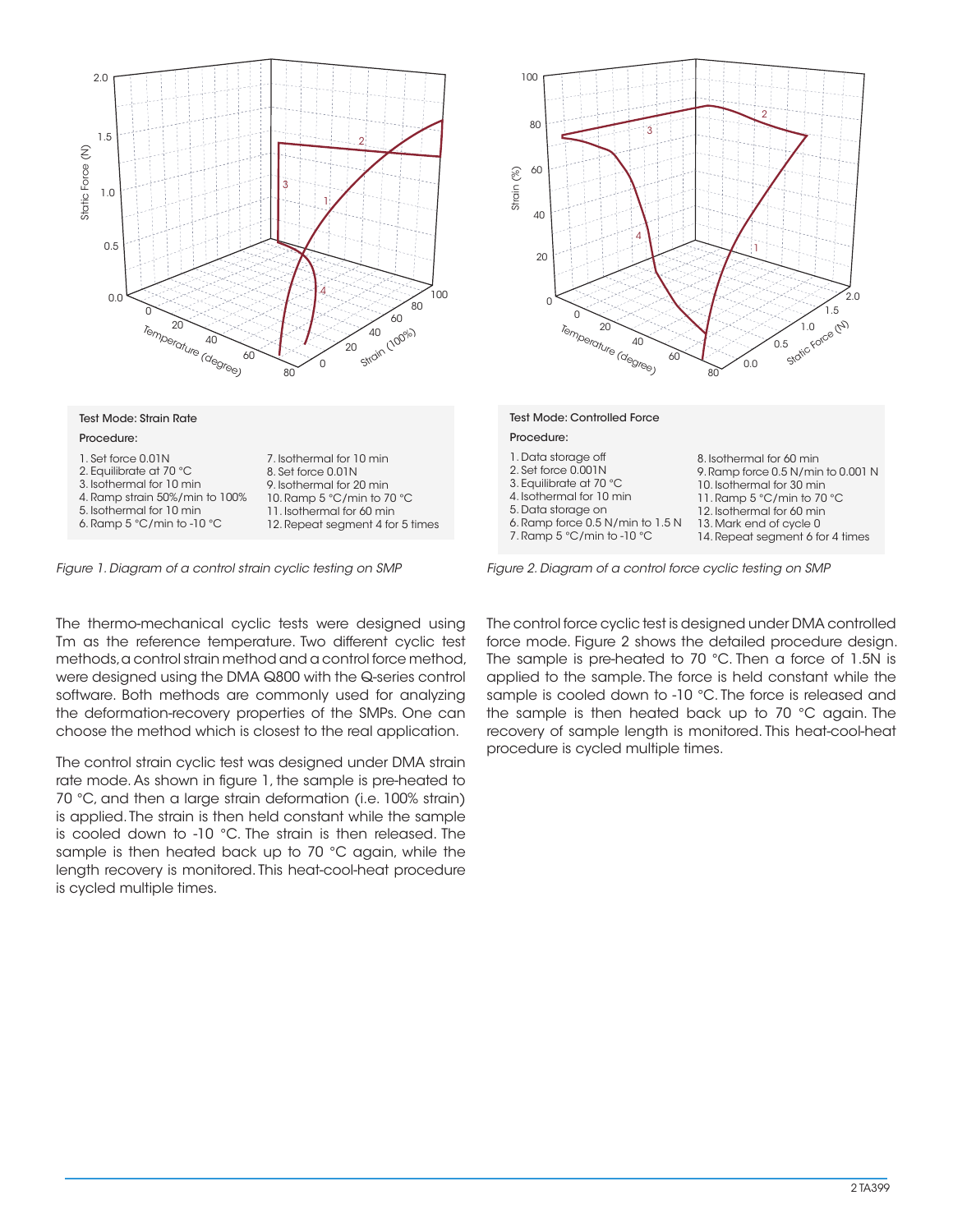Test Mode: Strain Rate

Procedure:

1. Set force 0.01N
2. Equilibrate at 70 °C
3. Isothermal for 10 min
4. Ramp strain 50%/min to 100%
5. Isothermal for 10 min
6. Ramp 5 °C/min to -10 °C
7. Isothermal for 10 min
8. Set force 0.01N
9. Isothermal for 20 min
10. Ramp 5 °C/min to 70 °C
11. Isothermal for 60 min
12. Repeat segment 4 for 5 times

*Figure 1. Diagram of a control strain cyclic testing on SMP*

Test Mode: Controlled Force

Procedure:

1. Data storage off
2. Set force 0.001N
3. Equilibrate at 70 °C
4. Isothermal for 10 min
5. Data storage on
6. Ramp force 0.5 N/min to 1.5 N
7. Ramp 5 °C/min to -10 °C
8. Isothermal for 60 min
9. Ramp force 0.5 N/min to 0.001 N
10. Isothermal for 30 min
11. Ramp 5 °C/min to 70 °C
12. Isothermal for 60 min
13. Mark end of cycle 0
14. Repeat segment 6 for 4 times

*Figure 2. Diagram of a control force cyclic testing on SMP*

The thermo-mechanical cyclic tests were designed using Tm as the reference temperature. Two different cyclic test methods, a control strain method and a control force method, were designed using the DMA Q800 with the Q-series control software. Both methods are commonly used for analyzing the deformation-recovery properties of the SMPs. One can choose the method which is closest to the real application.

The control strain cyclic test was designed under DMA strain rate mode. As shown in figure 1, the sample is pre-heated to 70 °C, and then a large strain deformation (i.e. 100% strain) is applied. The strain is then held constant while the sample is cooled down to -10 °C. The strain is then released. The sample is then heated back up to 70 °C again, while the length recovery is monitored. This heat-cool-heat procedure is cycled multiple times.

The control force cyclic test is designed under DMA controlled force mode. Figure 2 shows the detailed procedure design. The sample is pre-heated to 70 °C. Then a force of 1.5N is applied to the sample. The force is held constant while the sample is cooled down to -10 °C. The force is released and the sample is then heated back up to 70 °C again. The recovery of sample length is monitored. This heat-cool-heat procedure is cycled multiple times.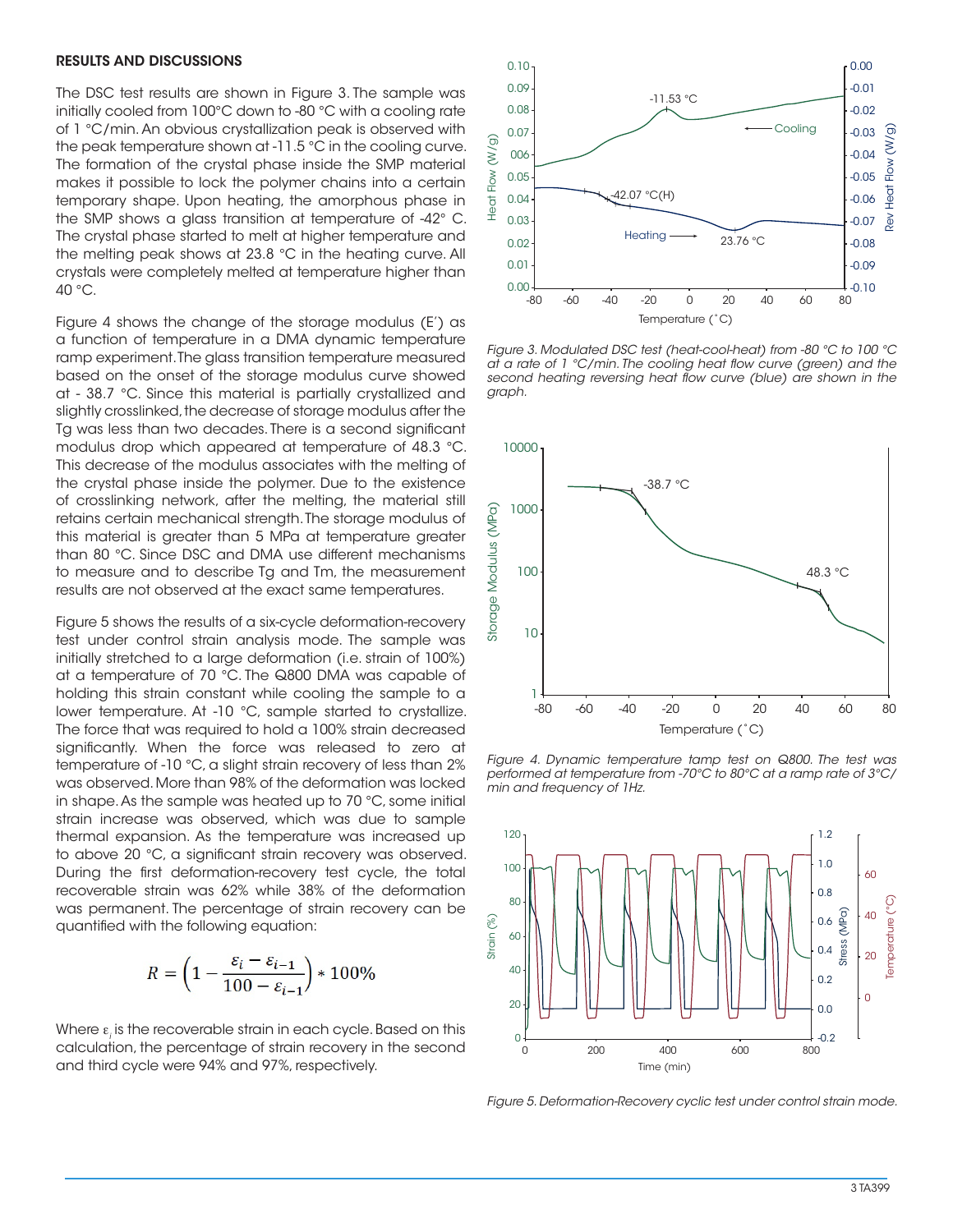## RESULTS AND DISCUSSIONS

The DSC test results are shown in Figure 3. The sample was initially cooled from 100°C down to -80 °C with a cooling rate of 1 °C/min. An obvious crystallization peak is observed with the peak temperature shown at -11.5 °C in the cooling curve. The formation of the crystal phase inside the SMP material makes it possible to lock the polymer chains into a certain temporary shape. Upon heating, the amorphous phase in the SMP shows a glass transition at temperature of -42° C. The crystal phase started to melt at higher temperature and the melting peak shows at 23.8 °C in the heating curve. All crystals were completely melted at temperature higher than 40 °C.

Figure 4 shows the change of the storage modulus (E′) as a function of temperature in a DMA dynamic temperature ramp experiment. The glass transition temperature measured based on the onset of the storage modulus curve showed at - 38.7 °C. Since this material is partially crystallized and slightly crosslinked, the decrease of storage modulus after the Tg was less than two decades. There is a second significant modulus drop which appeared at temperature of 48.3 °C. This decrease of the modulus associates with the melting of the crystal phase inside the polymer. Due to the existence of crosslinking network, after the melting, the material still retains certain mechanical strength. The storage modulus of this material is greater than 5 MPa at temperature greater than 80 °C. Since DSC and DMA use different mechanisms to measure and to describe Tg and Tm, the measurement results are not observed at the exact same temperatures.

Figure 5 shows the results of a six-cycle deformation-recovery test under control strain analysis mode. The sample was initially stretched to a large deformation (i.e. strain of 100%) at a temperature of 70 °C. The Q800 DMA was capable of holding this strain constant while cooling the sample to a lower temperature. At -10 °C, sample started to crystallize. The force that was required to hold a 100% strain decreased significantly. When the force was released to zero at temperature of -10 °C, a slight strain recovery of less than 2% was observed. More than 98% of the deformation was locked in shape. As the sample was heated up to 70 °C, some initial strain increase was observed, which was due to sample thermal expansion. As the temperature was increased up to above 20 °C, a significant strain recovery was observed. During the first deformation-recovery test cycle, the total recoverable strain was 62% while 38% of the deformation was permanent. The percentage of strain recovery can be quantified with the following equation:

$$R = \left(1 - \frac{\varepsilon_i - \varepsilon_{i-1}}{100 - \varepsilon_{i-1}}\right) * 100\%$$

Where $\varepsilon_i$ is the recoverable strain in each cycle. Based on this calculation, the percentage of strain recovery in the second and third cycle were 94% and 97%, respectively.

*Figure 3. Modulated DSC test (heat-cool-heat) from -80 °C to 100 °C at a rate of 1 °C/min. The cooling heat flow curve (green) and the second heating reversing heat flow curve (blue) are shown in the graph.*

*Figure 4. Dynamic temperature tamp test on Q800. The test was performed at temperature from -70°C to 80°C at a ramp rate of 3°C/min and frequency of 1Hz.*

*Figure 5. Deformation-Recovery cyclic test under control strain mode.*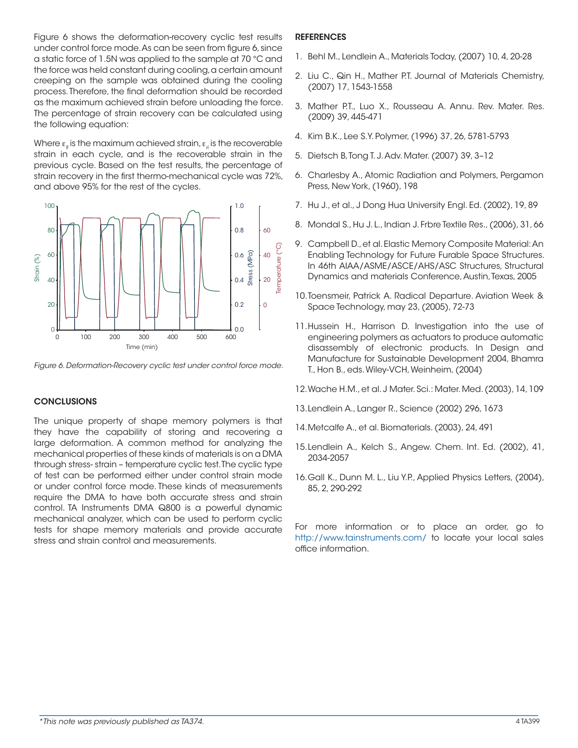Figure 6 shows the deformation-recovery cyclic test results under control force mode. As can be seen from figure 6, since a static force of 1.5N was applied to the sample at 70 °C and the force was held constant during cooling, a certain amount creeping on the sample was obtained during the cooling process. Therefore, the final deformation should be recorded as the maximum achieved strain before unloading the force. The percentage of strain recovery can be calculated using the following equation:

Where $\varepsilon_{fi}$ is the maximum achieved strain, $\varepsilon_{ri}$ is the recoverable strain in each cycle, and is the recoverable strain in the previous cycle. Based on the test results, the percentage of strain recovery in the first thermo-mechanical cycle was 72%, and above 95% for the rest of the cycles.

Strain (%)
100
80
60
40
20
0
Stress (MPa)
1.0
0.8
0.6
0.4
0.2
0.0
Temperature (°C)
60
40
20
0
0 100 200 300 400 500 600
Time (min)

*Figure 6. Deformation-Recovery cyclic test under control force mode.*

## CONCLUSIONS

The unique property of shape memory polymers is that they have the capability of storing and recovering a large deformation. A common method for analyzing the mechanical properties of these kinds of materials is on a DMA through stress- strain – temperature cyclic test. The cyclic type of test can be performed either under control strain mode or under control force mode. These kinds of measurements require the DMA to have both accurate stress and strain control. TA Instruments DMA Q800 is a powerful dynamic mechanical analyzer, which can be used to perform cyclic tests for shape memory materials and provide accurate stress and strain control and measurements.

## REFERENCES

1. Behl M., Lendlein A., Materials Today, (2007) 10, 4, 20-28
2. Liu C., Qin H., Mather P.T. Journal of Materials Chemistry, (2007) 17, 1543-1558
3. Mather P.T., Luo X., Rousseau A. Annu. Rev. Mater. Res. (2009) 39, 445-471
4. Kim B.K., Lee S.Y. Polymer, (1996) 37, 26, 5781-5793
5. Dietsch B, Tong T. J. Adv. Mater. (2007) 39, 3–12
6. Charlesby A., Atomic Radiation and Polymers, Pergamon Press, New York, (1960), 198
7. Hu J., et al., J Dong Hua University Engl. Ed. (2002), 19, 89
8. Mondal S., Hu J. L., Indian J. Frbre Textile Res., (2006), 31, 66
9. Campbell D., et al. Elastic Memory Composite Material: An Enabling Technology for Future Furable Space Structures. In 46th AIAA/ASME/ASCE/AHS/ASC Structures, Structural Dynamics and materials Conference, Austin, Texas, 2005
10. Toensmeir, Patrick A. Radical Departure. Aviation Week & Space Technology, may 23, (2005), 72-73
11. Hussein H., Harrison D. Investigation into the use of engineering polymers as actuators to produce automatic disassembly of electronic products. In Design and Manufacture for Sustainable Development 2004, Bhamra T., Hon B., eds. Wiley-VCH, Weinheim, (2004)
12. Wache H.M., et al. J Mater. Sci.: Mater. Med. (2003), 14, 109
13. Lendlein A., Langer R., Science (2002) 296, 1673
14. Metcalfe A., et al. Biomaterials. (2003), 24, 491
15. Lendlein A., Kelch S., Angew. Chem. Int. Ed. (2002), 41, 2034-2057
16. Gall K., Dunn M. L., Liu Y.P., Applied Physics Letters, (2004), 85, 2, 290-292

For more information or to place an order, go to http://www.tainstruments.com/ to locate your local sales office information.

*\*This note was previously published as TA374.*